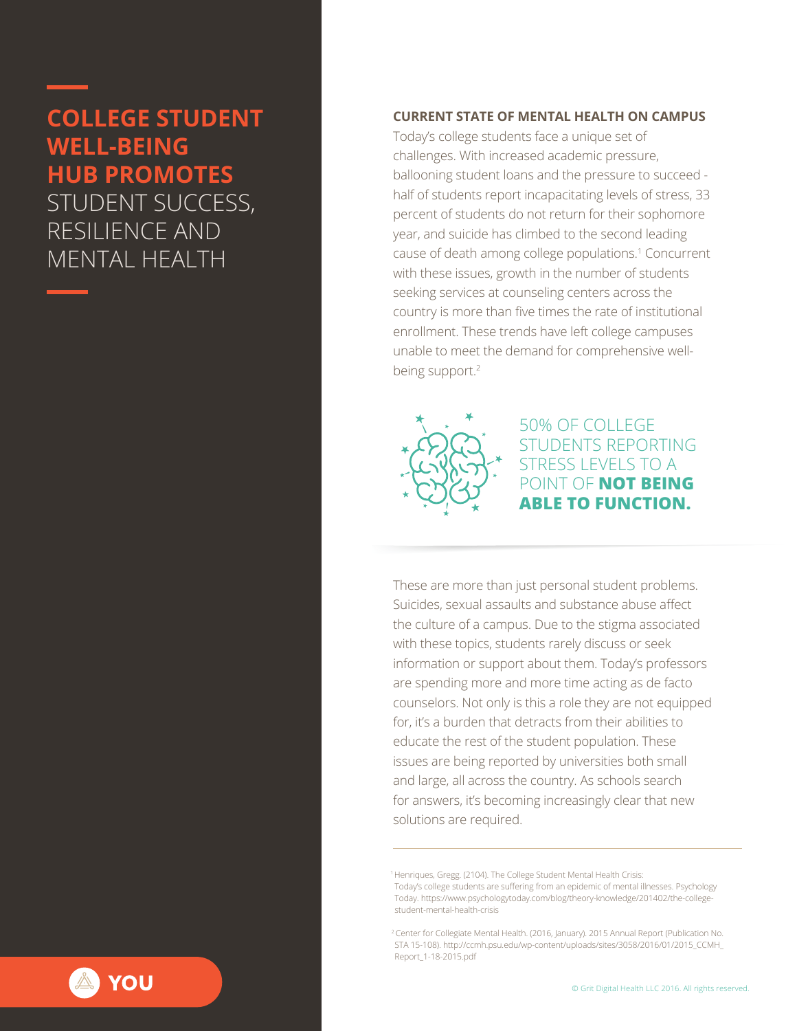# COLLEGE STUDENT WELL-BEING HUB PROMOTES STUDENT SUCCESS, RESILIENCE AND MENTAL HEALTH

## CURRENT STATE OF MENTAL HEALTH ON CAMPUS

Today's college students face a unique set of challenges. With increased academic pressure, ballooning student loans and the pressure to succeed - half of students report incapacitating levels of stress, 33 percent of students do not return for their sophomore year, and suicide has climbed to the second leading cause of death among college populations.[1] Concurrent with these issues, growth in the number of students seeking services at counseling centers across the country is more than five times the rate of institutional enrollment. These trends have left college campuses unable to meet the demand for comprehensive well-being support.[2]

50% OF COLLEGE STUDENTS REPORTING STRESS LEVELS TO A POINT OF **NOT BEING ABLE TO FUNCTION.**

These are more than just personal student problems. Suicides, sexual assaults and substance abuse affect the culture of a campus. Due to the stigma associated with these topics, students rarely discuss or seek information or support about them. Today's professors are spending more and more time acting as de facto counselors. Not only is this a role they are not equipped for, it's a burden that detracts from their abilities to educate the rest of the student population. These issues are being reported by universities both small and large, all across the country. As schools search for answers, it's becoming increasingly clear that new solutions are required.

---

[1] Henriques, Gregg. (2104). The College Student Mental Health Crisis: Today's college students are suffering from an epidemic of mental illnesses. Psychology Today. https://www.psychologytoday.com/blog/theory-knowledge/201402/the-college-student-mental-health-crisis

[2] Center for Collegiate Mental Health. (2016, January). 2015 Annual Report (Publication No. STA 15-108). http://ccmh.psu.edu/wp-content/uploads/sites/3058/2016/01/2015_CCMH_Report_1-18-2015.pdf

YOU

© Grit Digital Health LLC 2016. All rights reserved.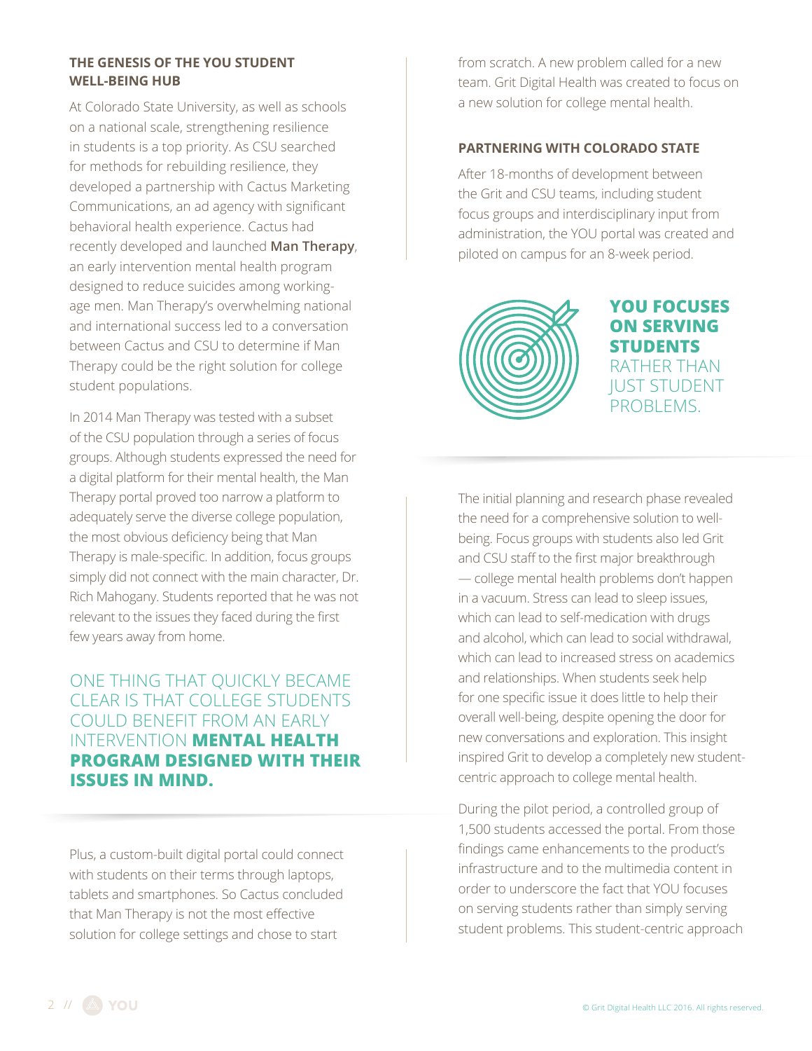### THE GENESIS OF THE YOU STUDENT WELL-BEING HUB

At Colorado State University, as well as schools on a national scale, strengthening resilience in students is a top priority. As CSU searched for methods for rebuilding resilience, they developed a partnership with Cactus Marketing Communications, an ad agency with significant behavioral health experience. Cactus had recently developed and launched **Man Therapy**, an early intervention mental health program designed to reduce suicides among working-age men. Man Therapy's overwhelming national and international success led to a conversation between Cactus and CSU to determine if Man Therapy could be the right solution for college student populations.

In 2014 Man Therapy was tested with a subset of the CSU population through a series of focus groups. Although students expressed the need for a digital platform for their mental health, the Man Therapy portal proved too narrow a platform to adequately serve the diverse college population, the most obvious deficiency being that Man Therapy is male-specific. In addition, focus groups simply did not connect with the main character, Dr. Rich Mahogany. Students reported that he was not relevant to the issues they faced during the first few years away from home.

ONE THING THAT QUICKLY BECAME CLEAR IS THAT COLLEGE STUDENTS COULD BENEFIT FROM AN EARLY INTERVENTION **MENTAL HEALTH PROGRAM DESIGNED WITH THEIR ISSUES IN MIND.**

Plus, a custom-built digital portal could connect with students on their terms through laptops, tablets and smartphones. So Cactus concluded that Man Therapy is not the most effective solution for college settings and chose to start from scratch. A new problem called for a new team. Grit Digital Health was created to focus on a new solution for college mental health.

### PARTNERING WITH COLORADO STATE

After 18-months of development between the Grit and CSU teams, including student focus groups and interdisciplinary input from administration, the YOU portal was created and piloted on campus for an 8-week period.

**YOU FOCUSES ON SERVING STUDENTS** RATHER THAN JUST STUDENT PROBLEMS.

The initial planning and research phase revealed the need for a comprehensive solution to well-being. Focus groups with students also led Grit and CSU staff to the first major breakthrough — college mental health problems don't happen in a vacuum. Stress can lead to sleep issues, which can lead to self-medication with drugs and alcohol, which can lead to social withdrawal, which can lead to increased stress on academics and relationships. When students seek help for one specific issue it does little to help their overall well-being, despite opening the door for new conversations and exploration. This insight inspired Grit to develop a completely new student-centric approach to college mental health.

During the pilot period, a controlled group of 1,500 students accessed the portal. From those findings came enhancements to the product's infrastructure and to the multimedia content in order to underscore the fact that YOU focuses on serving students rather than simply serving student problems. This student-centric approach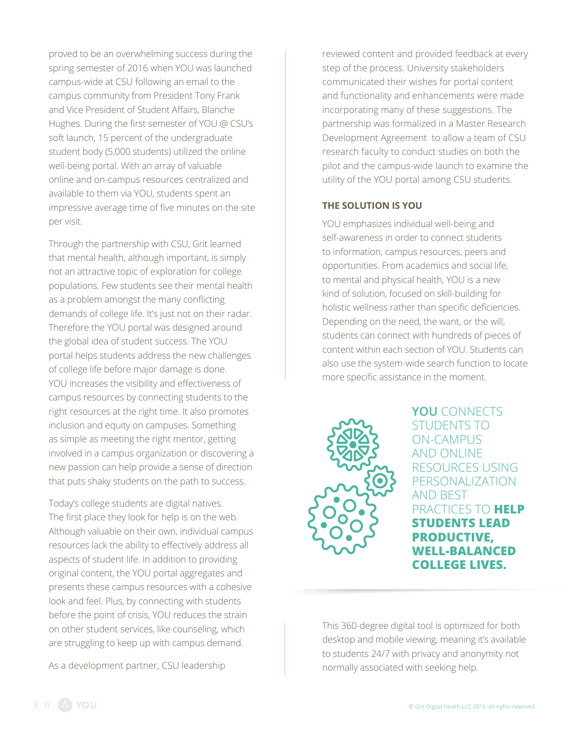proved to be an overwhelming success during the spring semester of 2016 when YOU was launched campus-wide at CSU following an email to the campus community from President Tony Frank and Vice President of Student Affairs, Blanche Hughes. During the first semester of YOU @ CSU's soft launch, 15 percent of the undergraduate student body (5,000 students) utilized the online well-being portal. With an array of valuable online and on-campus resources centralized and available to them via YOU, students spent an impressive average time of five minutes on the site per visit.

Through the partnership with CSU, Grit learned that mental health, although important, is simply not an attractive topic of exploration for college populations. Few students see their mental health as a problem amongst the many conflicting demands of college life. It's just not on their radar. Therefore the YOU portal was designed around the global idea of student success. The YOU portal helps students address the new challenges of college life before major damage is done. YOU increases the visibility and effectiveness of campus resources by connecting students to the right resources at the right time. It also promotes inclusion and equity on campuses. Something as simple as meeting the right mentor, getting involved in a campus organization or discovering a new passion can help provide a sense of direction that puts shaky students on the path to success.

Today's college students are digital natives. The first place they look for help is on the web. Although valuable on their own, individual campus resources lack the ability to effectively address all aspects of student life. In addition to providing original content, the YOU portal aggregates and presents these campus resources with a cohesive look and feel. Plus, by connecting with students before the point of crisis, YOU reduces the strain on other student services, like counseling, which are struggling to keep up with campus demand.

As a development partner, CSU leadership reviewed content and provided feedback at every step of the process. University stakeholders communicated their wishes for portal content and functionality and enhancements were made incorporating many of these suggestions. The partnership was formalized in a Master Research Development Agreement to allow a team of CSU research faculty to conduct studies on both the pilot and the campus-wide launch to examine the utility of the YOU portal among CSU students.

## THE SOLUTION IS YOU

YOU emphasizes individual well-being and self-awareness in order to connect students to information, campus resources, peers and opportunities. From academics and social life, to mental and physical health, YOU is a new kind of solution, focused on skill-building for holistic wellness rather than specific deficiencies. Depending on the need, the want, or the will, students can connect with hundreds of pieces of content within each section of YOU. Students can also use the system-wide search function to locate more specific assistance in the moment.

**YOU** CONNECTS STUDENTS TO ON-CAMPUS AND ONLINE RESOURCES USING PERSONALIZATION AND BEST PRACTICES TO **HELP STUDENTS LEAD PRODUCTIVE, WELL-BALANCED COLLEGE LIVES.**

This 360-degree digital tool is optimized for both desktop and mobile viewing, meaning it's available to students 24/7 with privacy and anonymity not normally associated with seeking help.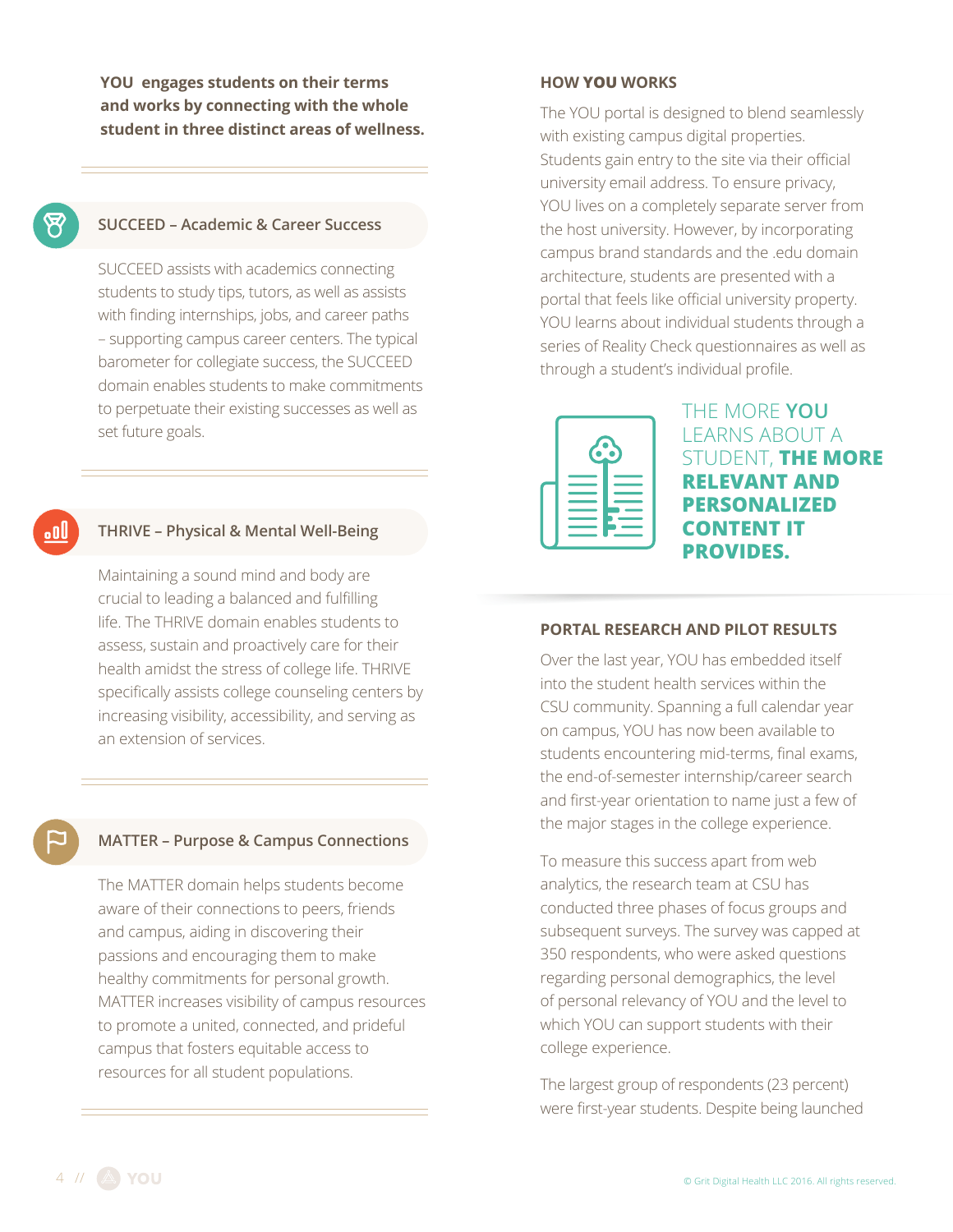**YOU engages students on their terms and works by connecting with the whole student in three distinct areas of wellness.**

### SUCCEED – Academic & Career Success

SUCCEED assists with academics connecting students to study tips, tutors, as well as assists with finding internships, jobs, and career paths – supporting campus career centers. The typical barometer for collegiate success, the SUCCEED domain enables students to make commitments to perpetuate their existing successes as well as set future goals.

### THRIVE – Physical & Mental Well-Being

Maintaining a sound mind and body are crucial to leading a balanced and fulfilling life. The THRIVE domain enables students to assess, sustain and proactively care for their health amidst the stress of college life. THRIVE specifically assists college counseling centers by increasing visibility, accessibility, and serving as an extension of services.

### MATTER – Purpose & Campus Connections

The MATTER domain helps students become aware of their connections to peers, friends and campus, aiding in discovering their passions and encouraging them to make healthy commitments for personal growth. MATTER increases visibility of campus resources to promote a united, connected, and prideful campus that fosters equitable access to resources for all student populations.

## HOW YOU WORKS

The YOU portal is designed to blend seamlessly with existing campus digital properties. Students gain entry to the site via their official university email address. To ensure privacy, YOU lives on a completely separate server from the host university. However, by incorporating campus brand standards and the .edu domain architecture, students are presented with a portal that feels like official university property. YOU learns about individual students through a series of Reality Check questionnaires as well as through a student's individual profile.

THE MORE **YOU** LEARNS ABOUT A STUDENT, **THE MORE RELEVANT AND PERSONALIZED CONTENT IT PROVIDES.**

## PORTAL RESEARCH AND PILOT RESULTS

Over the last year, YOU has embedded itself into the student health services within the CSU community. Spanning a full calendar year on campus, YOU has now been available to students encountering mid-terms, final exams, the end-of-semester internship/career search and first-year orientation to name just a few of the major stages in the college experience.

To measure this success apart from web analytics, the research team at CSU has conducted three phases of focus groups and subsequent surveys. The survey was capped at 350 respondents, who were asked questions regarding personal demographics, the level of personal relevancy of YOU and the level to which YOU can support students with their college experience.

The largest group of respondents (23 percent) were first-year students. Despite being launched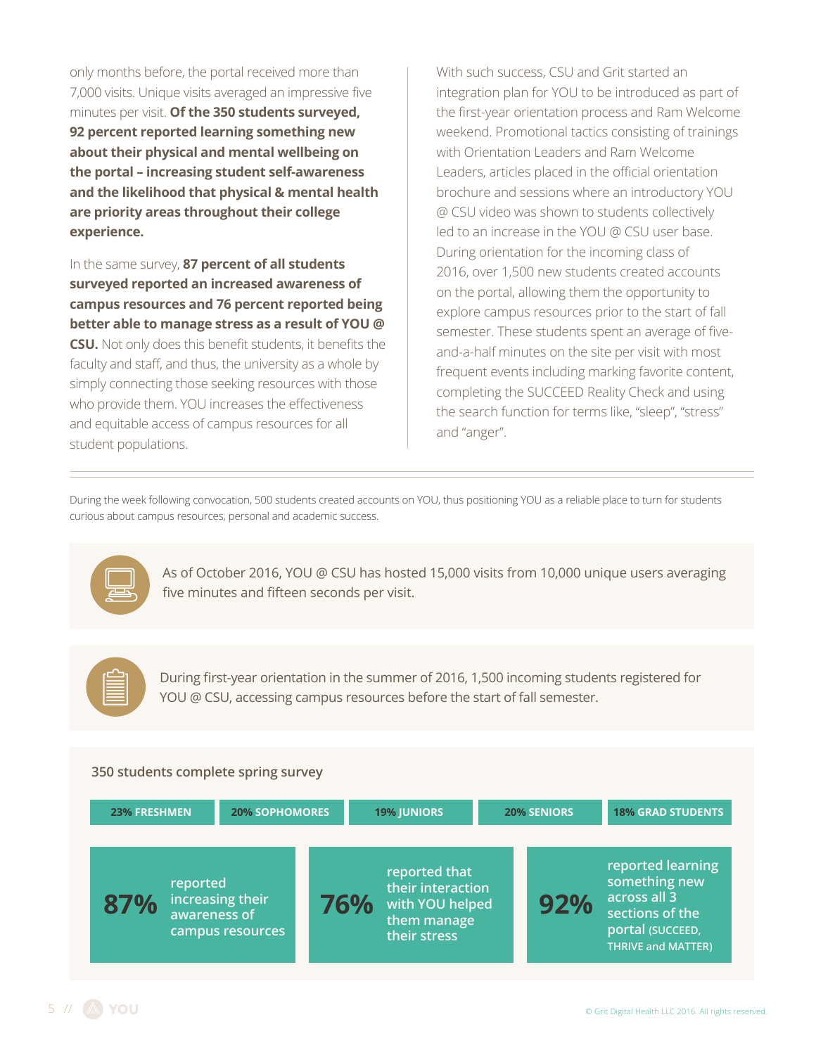only months before, the portal received more than 7,000 visits. Unique visits averaged an impressive five minutes per visit. **Of the 350 students surveyed, 92 percent reported learning something new about their physical and mental wellbeing on the portal – increasing student self-awareness and the likelihood that physical & mental health are priority areas throughout their college experience.**

In the same survey, **87 percent of all students surveyed reported an increased awareness of campus resources and 76 percent reported being better able to manage stress as a result of YOU @ CSU.** Not only does this benefit students, it benefits the faculty and staff, and thus, the university as a whole by simply connecting those seeking resources with those who provide them. YOU increases the effectiveness and equitable access of campus resources for all student populations.

With such success, CSU and Grit started an integration plan for YOU to be introduced as part of the first-year orientation process and Ram Welcome weekend. Promotional tactics consisting of trainings with Orientation Leaders and Ram Welcome Leaders, articles placed in the official orientation brochure and sessions where an introductory YOU @ CSU video was shown to students collectively led to an increase in the YOU @ CSU user base. During orientation for the incoming class of 2016, over 1,500 new students created accounts on the portal, allowing them the opportunity to explore campus resources prior to the start of fall semester. These students spent an average of five-and-a-half minutes on the site per visit with most frequent events including marking favorite content, completing the SUCCEED Reality Check and using the search function for terms like, "sleep", "stress" and "anger".

During the week following convocation, 500 students created accounts on YOU, thus positioning YOU as a reliable place to turn for students curious about campus resources, personal and academic success.

As of October 2016, YOU @ CSU has hosted 15,000 visits from 10,000 unique users averaging five minutes and fifteen seconds per visit.

During first-year orientation in the summer of 2016, 1,500 incoming students registered for YOU @ CSU, accessing campus resources before the start of fall semester.

### 350 students complete spring survey

| 23% FRESHMEN | 20% SOPHOMORES | 19% JUNIORS | 20% SENIORS | 18% GRAD STUDENTS |
|---|---|---|---|---|

**87%** reported increasing their awareness of campus resources

**76%** reported that their interaction with YOU helped them manage their stress

**92%** reported learning something new across all 3 sections of the portal (SUCCEED, THRIVE and MATTER)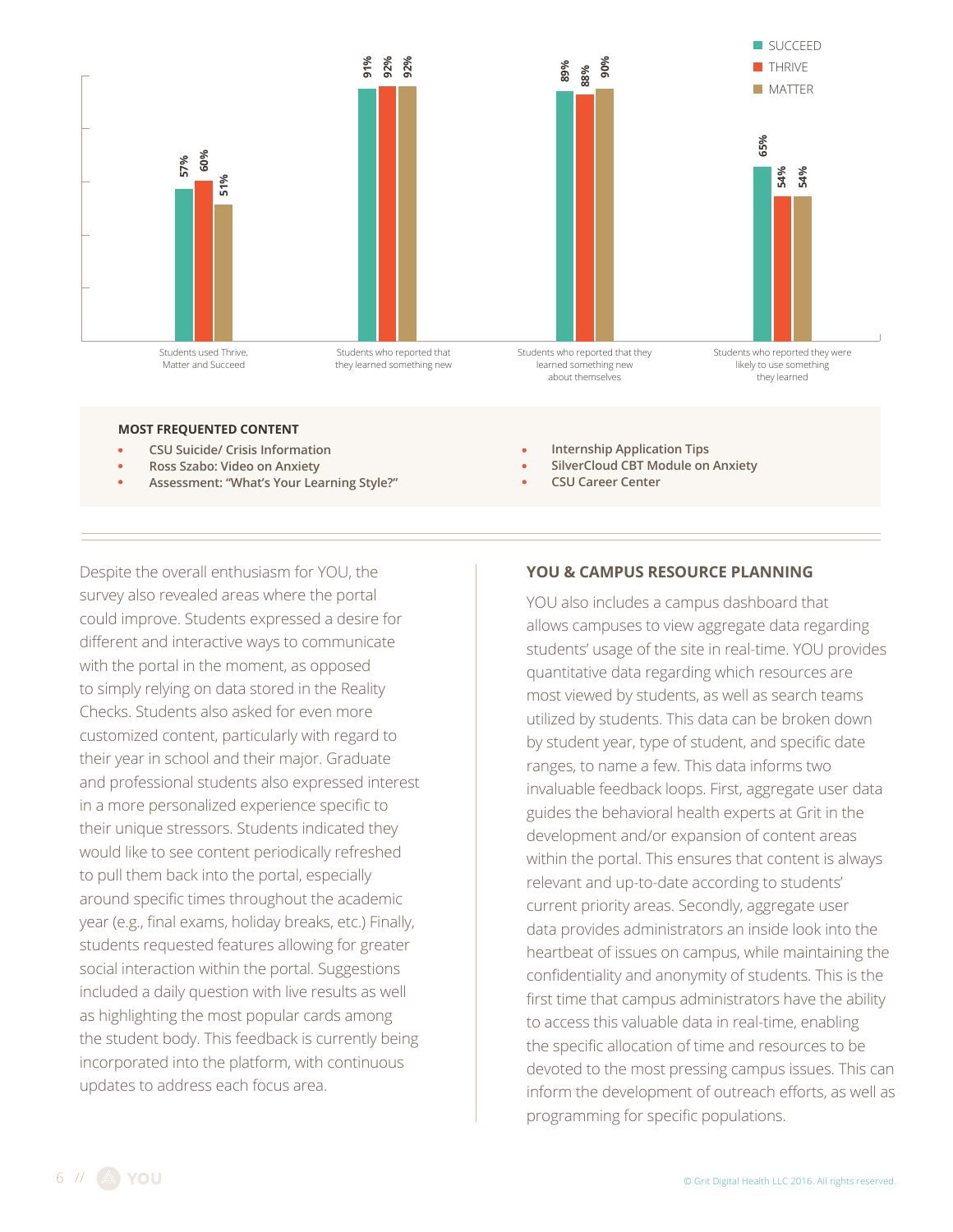| | SUCCEED | THRIVE | MATTER |
|---|---|---|---|
| Students used Thrive, Matter and Succeed | 57% | 60% | 51% |
| Students who reported that they learned something new | 91% | 92% | 92% |
| Students who reported that they learned something new about themselves | 89% | 88% | 90% |
| Students who reported they were likely to use something they learned | 65% | 54% | 54% |

**MOST FREQUENTED CONTENT**

- CSU Suicide/ Crisis Information
- Ross Szabo: Video on Anxiety
- Assessment: "What's Your Learning Style?"
- Internship Application Tips
- SilverCloud CBT Module on Anxiety
- CSU Career Center

Despite the overall enthusiasm for YOU, the survey also revealed areas where the portal could improve. Students expressed a desire for different and interactive ways to communicate with the portal in the moment, as opposed to simply relying on data stored in the Reality Checks. Students also asked for even more customized content, particularly with regard to their year in school and their major. Graduate and professional students also expressed interest in a more personalized experience specific to their unique stressors. Students indicated they would like to see content periodically refreshed to pull them back into the portal, especially around specific times throughout the academic year (e.g., final exams, holiday breaks, etc.) Finally, students requested features allowing for greater social interaction within the portal. Suggestions included a daily question with live results as well as highlighting the most popular cards among the student body. This feedback is currently being incorporated into the platform, with continuous updates to address each focus area.

## YOU & CAMPUS RESOURCE PLANNING

YOU also includes a campus dashboard that allows campuses to view aggregate data regarding students' usage of the site in real-time. YOU provides quantitative data regarding which resources are most viewed by students, as well as search teams utilized by students. This data can be broken down by student year, type of student, and specific date ranges, to name a few. This data informs two invaluable feedback loops. First, aggregate user data guides the behavioral health experts at Grit in the development and/or expansion of content areas within the portal. This ensures that content is always relevant and up-to-date according to students' current priority areas. Secondly, aggregate user data provides administrators an inside look into the heartbeat of issues on campus, while maintaining the confidentiality and anonymity of students. This is the first time that campus administrators have the ability to access this valuable data in real-time, enabling the specific allocation of time and resources to be devoted to the most pressing campus issues. This can inform the development of outreach efforts, as well as programming for specific populations.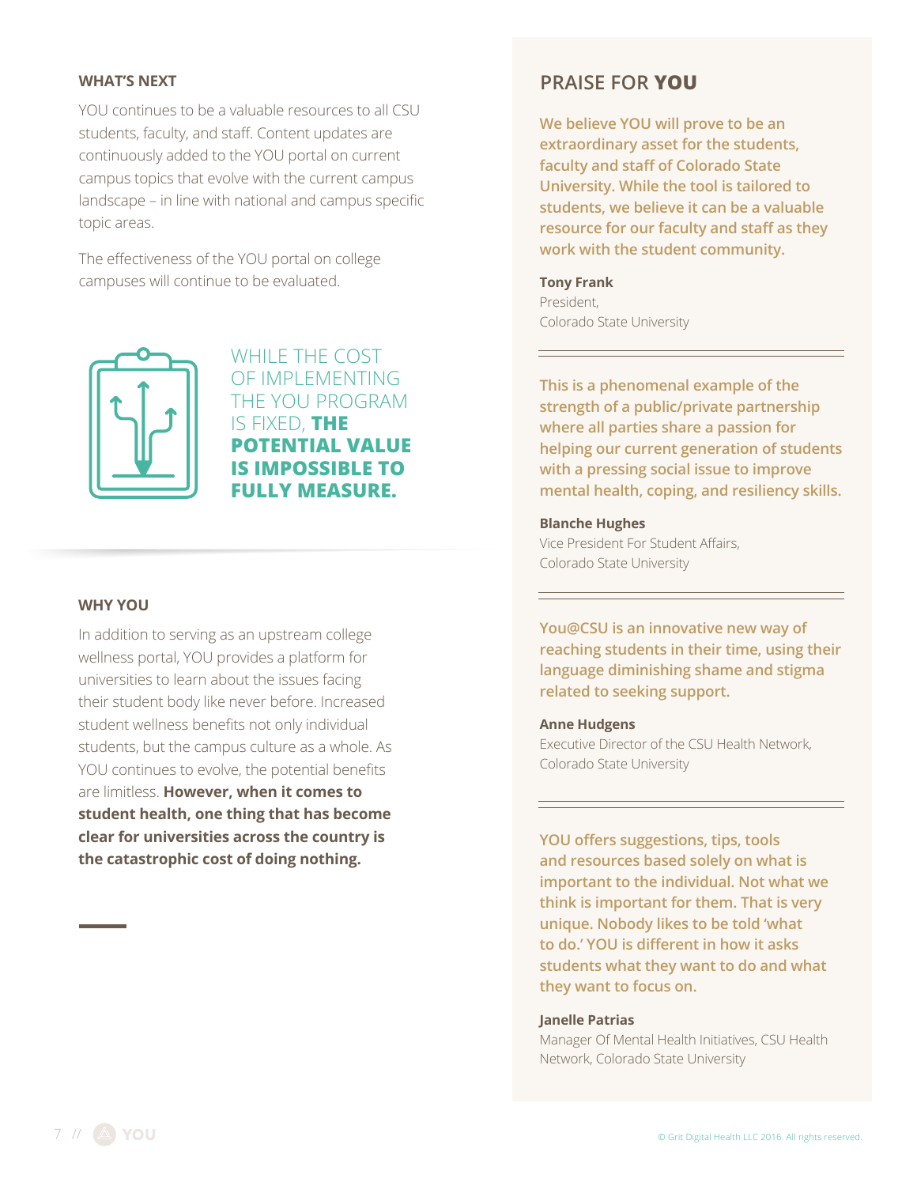### WHAT'S NEXT

YOU continues to be a valuable resources to all CSU students, faculty, and staff. Content updates are continuously added to the YOU portal on current campus topics that evolve with the current campus landscape – in line with national and campus specific topic areas.

The effectiveness of the YOU portal on college campuses will continue to be evaluated.

WHILE THE COST OF IMPLEMENTING THE YOU PROGRAM IS FIXED, **THE POTENTIAL VALUE IS IMPOSSIBLE TO FULLY MEASURE.**

### WHY YOU

In addition to serving as an upstream college wellness portal, YOU provides a platform for universities to learn about the issues facing their student body like never before. Increased student wellness benefits not only individual students, but the campus culture as a whole. As YOU continues to evolve, the potential benefits are limitless. **However, when it comes to student health, one thing that has become clear for universities across the country is the catastrophic cost of doing nothing.**

## PRAISE FOR **YOU**

**We believe YOU will prove to be an extraordinary asset for the students, faculty and staff of Colorado State University. While the tool is tailored to students, we believe it can be a valuable resource for our faculty and staff as they work with the student community.**

**Tony Frank**
President,
Colorado State University

---

**This is a phenomenal example of the strength of a public/private partnership where all parties share a passion for helping our current generation of students with a pressing social issue to improve mental health, coping, and resiliency skills.**

**Blanche Hughes**
Vice President For Student Affairs,
Colorado State University

---

**You@CSU is an innovative new way of reaching students in their time, using their language diminishing shame and stigma related to seeking support.**

**Anne Hudgens**
Executive Director of the CSU Health Network,
Colorado State University

---

**YOU offers suggestions, tips, tools and resources based solely on what is important to the individual. Not what we think is important for them. That is very unique. Nobody likes to be told 'what to do.' YOU is different in how it asks students what they want to do and what they want to focus on.**

**Janelle Patrias**
Manager Of Mental Health Initiatives, CSU Health Network, Colorado State University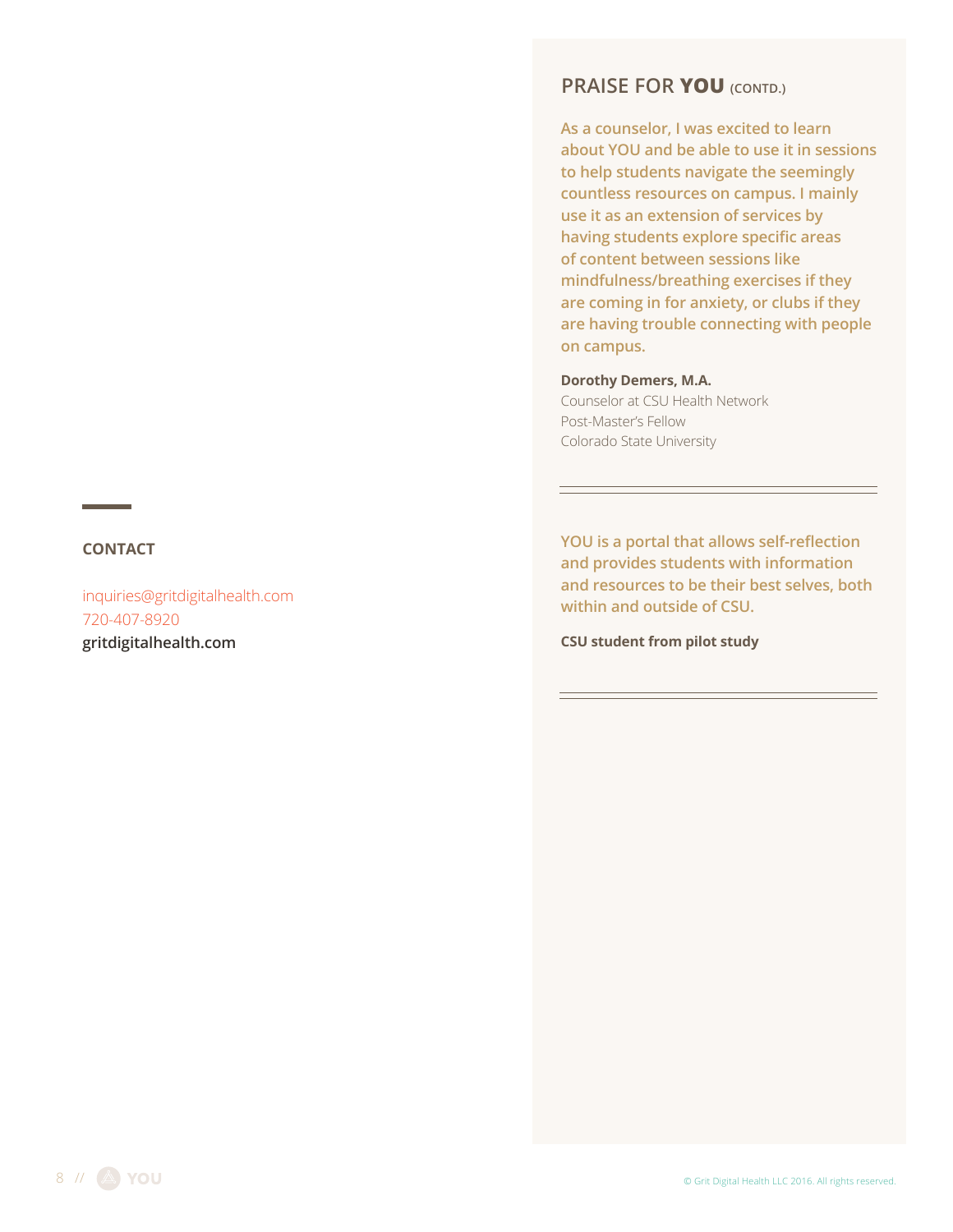## CONTACT

inquiries@gritdigitalhealth.com
720-407-8920
**gritdigitalhealth.com**

## PRAISE FOR **YOU** (CONTD.)

**As a counselor, I was excited to learn about YOU and be able to use it in sessions to help students navigate the seemingly countless resources on campus. I mainly use it as an extension of services by having students explore specific areas of content between sessions like mindfulness/breathing exercises if they are coming in for anxiety, or clubs if they are having trouble connecting with people on campus.**

**Dorothy Demers, M.A.**
Counselor at CSU Health Network
Post-Master's Fellow
Colorado State University

---

**YOU is a portal that allows self-reflection and provides students with information and resources to be their best selves, both within and outside of CSU.**

**CSU student from pilot study**

---

© Grit Digital Health LLC 2016. All rights reserved.